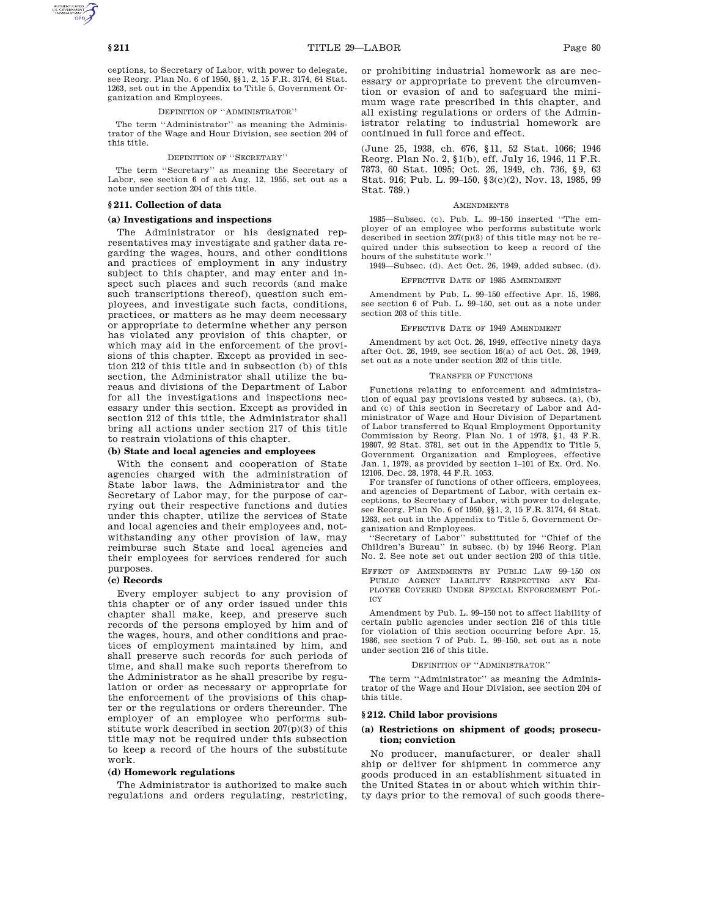ceptions, to Secretary of Labor, with power to delegate, see Reorg. Plan No. 6 of 1950, §§1, 2, 15 F.R. 3174, 64 Stat. 1263, set out in the Appendix to Title 5, Government Organization and Employees.

DEFINITION OF ''ADMINISTRATOR''

The term ''Administrator'' as meaning the Administrator of the Wage and Hour Division, see section 204 of this title.

DEFINITION OF ''SECRETARY''

The term ''Secretary'' as meaning the Secretary of Labor, see section 6 of act Aug. 12, 1955, set out as a note under section 204 of this title.

## §211. Collection of data

### (a) Investigations and inspections

The Administrator or his designated representatives may investigate and gather data regarding the wages, hours, and other conditions and practices of employment in any industry subject to this chapter, and may enter and inspect such places and such records (and make such transcriptions thereof), question such employees, and investigate such facts, conditions, practices, or matters as he may deem necessary or appropriate to determine whether any person has violated any provision of this chapter, or which may aid in the enforcement of the provisions of this chapter. Except as provided in section 212 of this title and in subsection (b) of this section, the Administrator shall utilize the bureaus and divisions of the Department of Labor for all the investigations and inspections necessary under this section. Except as provided in section 212 of this title, the Administrator shall bring all actions under section 217 of this title to restrain violations of this chapter.

### (b) State and local agencies and employees

With the consent and cooperation of State agencies charged with the administration of State labor laws, the Administrator and the Secretary of Labor may, for the purpose of carrying out their respective functions and duties under this chapter, utilize the services of State and local agencies and their employees and, notwithstanding any other provision of law, may reimburse such State and local agencies and their employees for services rendered for such purposes.

### (c) Records

Every employer subject to any provision of this chapter or of any order issued under this chapter shall make, keep, and preserve such records of the persons employed by him and of the wages, hours, and other conditions and practices of employment maintained by him, and shall preserve such records for such periods of time, and shall make such reports therefrom to the Administrator as he shall prescribe by regulation or order as necessary or appropriate for the enforcement of the provisions of this chapter or the regulations or orders thereunder. The employer of an employee who performs substitute work described in section 207(p)(3) of this title may not be required under this subsection to keep a record of the hours of the substitute work.

### (d) Homework regulations

The Administrator is authorized to make such regulations and orders regulating, restricting, or prohibiting industrial homework as are necessary or appropriate to prevent the circumvention or evasion of and to safeguard the minimum wage rate prescribed in this chapter, and all existing regulations or orders of the Administrator relating to industrial homework are continued in full force and effect.

(June 25, 1938, ch. 676, §11, 52 Stat. 1066; 1946 Reorg. Plan No. 2, §1(b), eff. July 16, 1946, 11 F.R. 7873, 60 Stat. 1095; Oct. 26, 1949, ch. 736, §9, 63 Stat. 916; Pub. L. 99–150, §3(c)(2), Nov. 13, 1985, 99 Stat. 789.)

AMENDMENTS

1985—Subsec. (c). Pub. L. 99–150 inserted ''The employer of an employee who performs substitute work described in section 207(p)(3) of this title may not be required under this subsection to keep a record of the hours of the substitute work.''

1949—Subsec. (d). Act Oct. 26, 1949, added subsec. (d).

EFFECTIVE DATE OF 1985 AMENDMENT

Amendment by Pub. L. 99–150 effective Apr. 15, 1986, see section 6 of Pub. L. 99–150, set out as a note under section 203 of this title.

EFFECTIVE DATE OF 1949 AMENDMENT

Amendment by act Oct. 26, 1949, effective ninety days after Oct. 26, 1949, see section 16(a) of act Oct. 26, 1949, set out as a note under section 202 of this title.

TRANSFER OF FUNCTIONS

Functions relating to enforcement and administration of equal pay provisions vested by subsecs. (a), (b), and (c) of this section in Secretary of Labor and Administrator of Wage and Hour Division of Department of Labor transferred to Equal Employment Opportunity Commission by Reorg. Plan No. 1 of 1978, §1, 43 F.R. 19807, 92 Stat. 3781, set out in the Appendix to Title 5, Government Organization and Employees, effective Jan. 1, 1979, as provided by section 1–101 of Ex. Ord. No. 12106, Dec. 28, 1978, 44 F.R. 1053.

For transfer of functions of other officers, employees, and agencies of Department of Labor, with certain exceptions, to Secretary of Labor, with power to delegate, see Reorg. Plan No. 6 of 1950, §§1, 2, 15 F.R. 3174, 64 Stat. 1263, set out in the Appendix to Title 5, Government Organization and Employees.

''Secretary of Labor'' substituted for ''Chief of the Children's Bureau'' in subsec. (b) by 1946 Reorg. Plan No. 2. See note set out under section 203 of this title.

EFFECT OF AMENDMENTS BY PUBLIC LAW 99–150 ON PUBLIC AGENCY LIABILITY RESPECTING ANY EMPLOYEE COVERED UNDER SPECIAL ENFORCEMENT POLICY

Amendment by Pub. L. 99–150 not to affect liability of certain public agencies under section 216 of this title for violation of this section occurring before Apr. 15, 1986, see section 7 of Pub. L. 99–150, set out as a note under section 216 of this title.

DEFINITION OF ''ADMINISTRATOR''

The term ''Administrator'' as meaning the Administrator of the Wage and Hour Division, see section 204 of this title.

## §212. Child labor provisions

### (a) Restrictions on shipment of goods; prosecution; conviction

No producer, manufacturer, or dealer shall ship or deliver for shipment in commerce any goods produced in an establishment situated in the United States in or about which within thirty days prior to the removal of such goods there-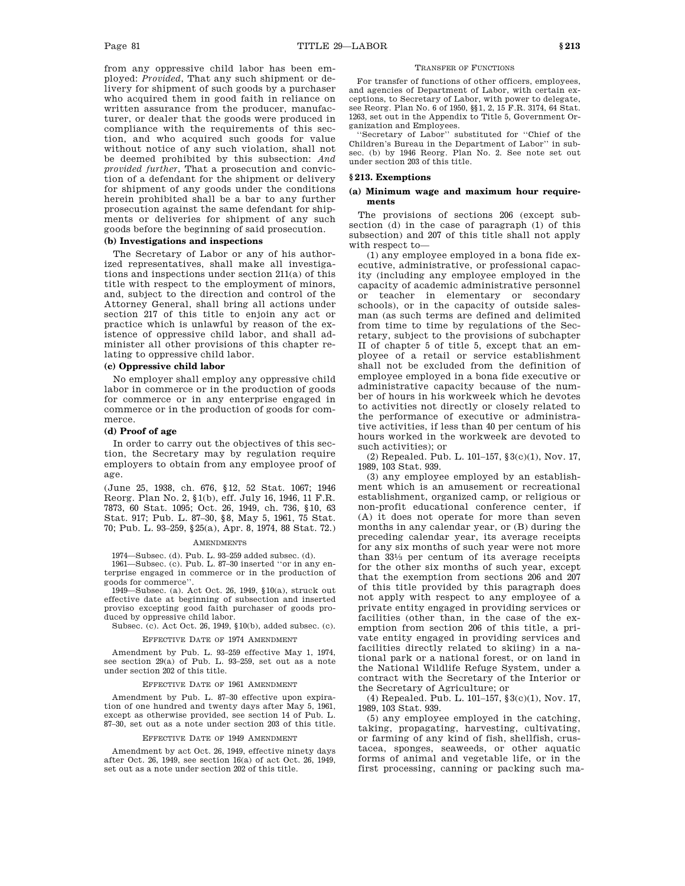from any oppressive child labor has been employed: *Provided*, That any such shipment or delivery for shipment of such goods by a purchaser who acquired them in good faith in reliance on written assurance from the producer, manufacturer, or dealer that the goods were produced in compliance with the requirements of this section, and who acquired such goods for value without notice of any such violation, shall not be deemed prohibited by this subsection: *And provided further*, That a prosecution and conviction of a defendant for the shipment or delivery for shipment of any goods under the conditions herein prohibited shall be a bar to any further prosecution against the same defendant for shipments or deliveries for shipment of any such goods before the beginning of said prosecution.

**(b) Investigations and inspections**

The Secretary of Labor or any of his authorized representatives, shall make all investigations and inspections under section 211(a) of this title with respect to the employment of minors, and, subject to the direction and control of the Attorney General, shall bring all actions under section 217 of this title to enjoin any act or practice which is unlawful by reason of the existence of oppressive child labor, and shall administer all other provisions of this chapter relating to oppressive child labor.

**(c) Oppressive child labor**

No employer shall employ any oppressive child labor in commerce or in the production of goods for commerce or in any enterprise engaged in commerce or in the production of goods for commerce.

**(d) Proof of age**

In order to carry out the objectives of this section, the Secretary may by regulation require employers to obtain from any employee proof of age.

(June 25, 1938, ch. 676, §12, 52 Stat. 1067; 1946 Reorg. Plan No. 2, §1(b), eff. July 16, 1946, 11 F.R. 7873, 60 Stat. 1095; Oct. 26, 1949, ch. 736, §10, 63 Stat. 917; Pub. L. 87–30, §8, May 5, 1961, 75 Stat. 70; Pub. L. 93–259, §25(a), Apr. 8, 1974, 88 Stat. 72.)

AMENDMENTS

1974—Subsec. (d). Pub. L. 93–259 added subsec. (d).

1961—Subsec. (c). Pub. L. 87–30 inserted "or in any enterprise engaged in commerce or in the production of goods for commerce".

1949—Subsec. (a). Act Oct. 26, 1949, §10(a), struck out effective date at beginning of subsection and inserted proviso excepting good faith purchaser of goods produced by oppressive child labor.

Subsec. (c). Act Oct. 26, 1949, §10(b), added subsec. (c).

EFFECTIVE DATE OF 1974 AMENDMENT

Amendment by Pub. L. 93–259 effective May 1, 1974, see section 29(a) of Pub. L. 93–259, set out as a note under section 202 of this title.

EFFECTIVE DATE OF 1961 AMENDMENT

Amendment by Pub. L. 87–30 effective upon expiration of one hundred and twenty days after May 5, 1961, except as otherwise provided, see section 14 of Pub. L. 87–30, set out as a note under section 203 of this title.

EFFECTIVE DATE OF 1949 AMENDMENT

Amendment by act Oct. 26, 1949, effective ninety days after Oct. 26, 1949, see section 16(a) of act Oct. 26, 1949, set out as a note under section 202 of this title.

TRANSFER OF FUNCTIONS

For transfer of functions of other officers, employees, and agencies of Department of Labor, with certain exceptions, to Secretary of Labor, with power to delegate, see Reorg. Plan No. 6 of 1950, §§1, 2, 15 F.R. 3174, 64 Stat. 1263, set out in the Appendix to Title 5, Government Organization and Employees.

"Secretary of Labor" substituted for "Chief of the Children's Bureau in the Department of Labor" in subsec. (b) by 1946 Reorg. Plan No. 2. See note set out under section 203 of this title.

## §213. Exemptions

**(a) Minimum wage and maximum hour requirements**

The provisions of sections 206 (except subsection (d) in the case of paragraph (1) of this subsection) and 207 of this title shall not apply with respect to—

(1) any employee employed in a bona fide executive, administrative, or professional capacity (including any employee employed in the capacity of academic administrative personnel or teacher in elementary or secondary schools), or in the capacity of outside salesman (as such terms are defined and delimited from time to time by regulations of the Secretary, subject to the provisions of subchapter II of chapter 5 of title 5, except that an employee of a retail or service establishment shall not be excluded from the definition of employee employed in a bona fide executive or administrative capacity because of the number of hours in his workweek which he devotes to activities not directly or closely related to the performance of executive or administrative activities, if less than 40 per centum of his hours worked in the workweek are devoted to such activities); or

(2) Repealed. Pub. L. 101–157, §3(c)(1), Nov. 17, 1989, 103 Stat. 939.

(3) any employee employed by an establishment which is an amusement or recreational establishment, organized camp, or religious or non-profit educational conference center, if (A) it does not operate for more than seven months in any calendar year, or (B) during the preceding calendar year, its average receipts for any six months of such year were not more than 33⅓ per centum of its average receipts for the other six months of such year, except that the exemption from sections 206 and 207 of this title provided by this paragraph does not apply with respect to any employee of a private entity engaged in providing services or facilities (other than, in the case of the exemption from section 206 of this title, a private entity engaged in providing services and facilities directly related to skiing) in a national park or a national forest, or on land in the National Wildlife Refuge System, under a contract with the Secretary of the Interior or the Secretary of Agriculture; or

(4) Repealed. Pub. L. 101–157, §3(c)(1), Nov. 17, 1989, 103 Stat. 939.

(5) any employee employed in the catching, taking, propagating, harvesting, cultivating, or farming of any kind of fish, shellfish, crustacea, sponges, seaweeds, or other aquatic forms of animal and vegetable life, or in the first processing, canning or packing such ma-